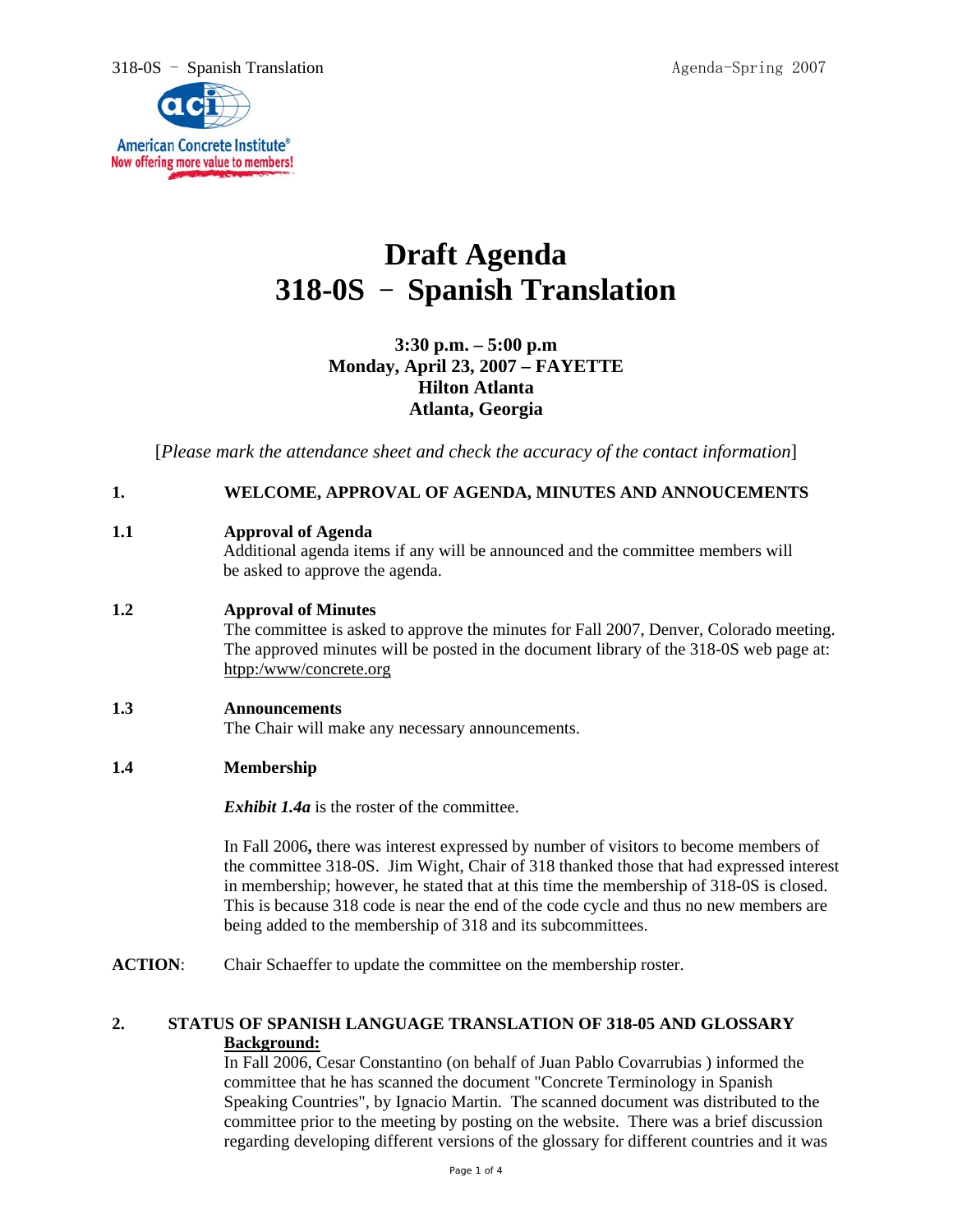# Draft Agenda
# 318-0S – Spanish Translation

**3:30 p.m. – 5:00 p.m**
**Monday, April 23, 2007 – FAYETTE**
**Hilton Atlanta**
**Atlanta, Georgia**

[*Please mark the attendance sheet and check the accuracy of the contact information*]

## 1. WELCOME, APPROVAL OF AGENDA, MINUTES AND ANNOUCEMENTS

### 1.1 Approval of Agenda

Additional agenda items if any will be announced and the committee members will be asked to approve the agenda.

### 1.2 Approval of Minutes

The committee is asked to approve the minutes for Fall 2007, Denver, Colorado meeting. The approved minutes will be posted in the document library of the 318-0S web page at: htpp:/www/concrete.org

### 1.3 Announcements

The Chair will make any necessary announcements.

### 1.4 Membership

***Exhibit 1.4a*** is the roster of the committee.

In Fall 2006**,** there was interest expressed by number of visitors to become members of the committee 318-0S. Jim Wight, Chair of 318 thanked those that had expressed interest in membership; however, he stated that at this time the membership of 318-0S is closed. This is because 318 code is near the end of the code cycle and thus no new members are being added to the membership of 318 and its subcommittees.

**ACTION**: Chair Schaeffer to update the committee on the membership roster.

## 2. STATUS OF SPANISH LANGUAGE TRANSLATION OF 318-05 AND GLOSSARY

**Background:**

In Fall 2006, Cesar Constantino (on behalf of Juan Pablo Covarrubias ) informed the committee that he has scanned the document "Concrete Terminology in Spanish Speaking Countries", by Ignacio Martin. The scanned document was distributed to the committee prior to the meeting by posting on the website. There was a brief discussion regarding developing different versions of the glossary for different countries and it was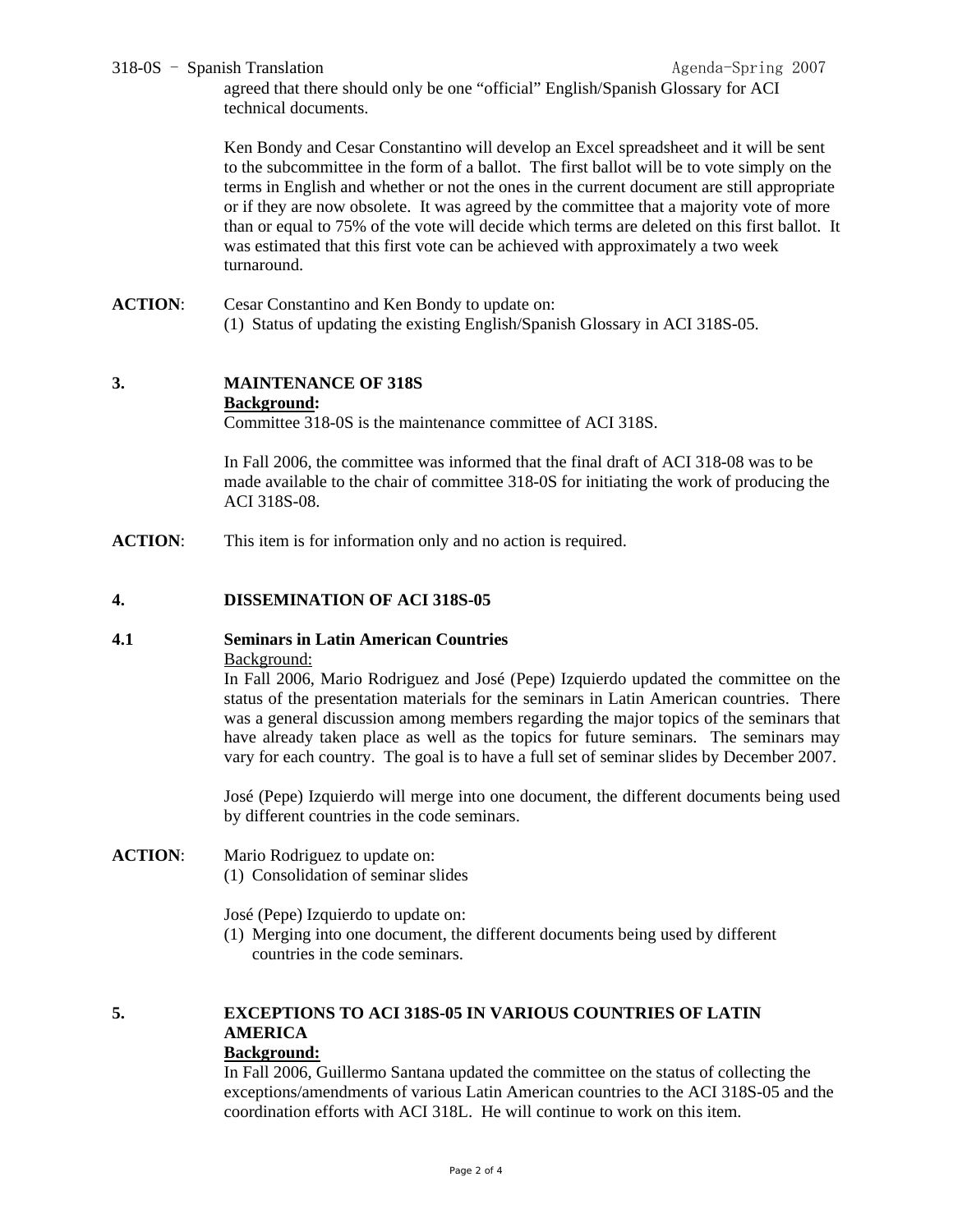agreed that there should only be one “official” English/Spanish Glossary for ACI technical documents.

Ken Bondy and Cesar Constantino will develop an Excel spreadsheet and it will be sent to the subcommittee in the form of a ballot. The first ballot will be to vote simply on the terms in English and whether or not the ones in the current document are still appropriate or if they are now obsolete. It was agreed by the committee that a majority vote of more than or equal to 75% of the vote will decide which terms are deleted on this first ballot. It was estimated that this first vote can be achieved with approximately a two week turnaround.

**ACTION**: Cesar Constantino and Ken Bondy to update on:
(1) Status of updating the existing English/Spanish Glossary in ACI 318S-05.

## 3. MAINTENANCE OF 318S

**Background:**
Committee 318-0S is the maintenance committee of ACI 318S.

In Fall 2006, the committee was informed that the final draft of ACI 318-08 was to be made available to the chair of committee 318-0S for initiating the work of producing the ACI 318S-08.

**ACTION**: This item is for information only and no action is required.

## 4. DISSEMINATION OF ACI 318S-05

### 4.1 Seminars in Latin American Countries

Background:
In Fall 2006, Mario Rodriguez and José (Pepe) Izquierdo updated the committee on the status of the presentation materials for the seminars in Latin American countries. There was a general discussion among members regarding the major topics of the seminars that have already taken place as well as the topics for future seminars. The seminars may vary for each country. The goal is to have a full set of seminar slides by December 2007.

José (Pepe) Izquierdo will merge into one document, the different documents being used by different countries in the code seminars.

**ACTION**: Mario Rodriguez to update on:
(1) Consolidation of seminar slides

José (Pepe) Izquierdo to update on:
(1) Merging into one document, the different documents being used by different countries in the code seminars.

## 5. EXCEPTIONS TO ACI 318S-05 IN VARIOUS COUNTRIES OF LATIN AMERICA

**Background:**
In Fall 2006, Guillermo Santana updated the committee on the status of collecting the exceptions/amendments of various Latin American countries to the ACI 318S-05 and the coordination efforts with ACI 318L. He will continue to work on this item.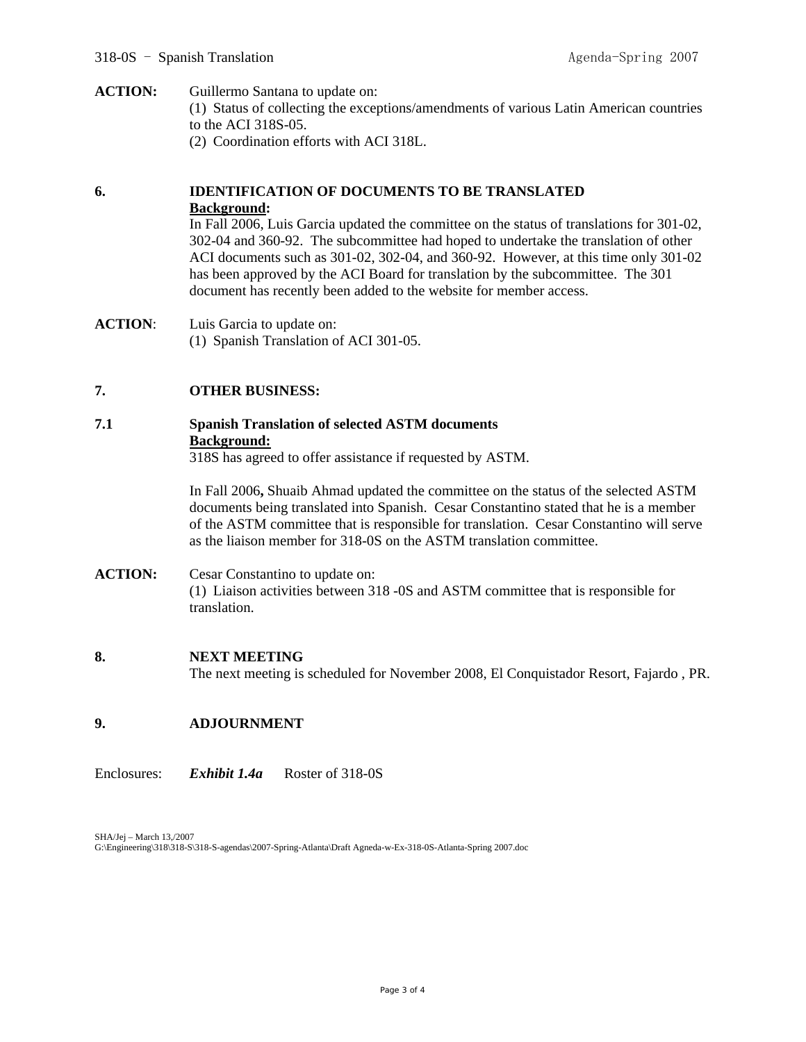**ACTION:** Guillermo Santana to update on:
(1) Status of collecting the exceptions/amendments of various Latin American countries to the ACI 318S-05.
(2) Coordination efforts with ACI 318L.

## 6. IDENTIFICATION OF DOCUMENTS TO BE TRANSLATED

**<u>Background</u>:**
In Fall 2006, Luis Garcia updated the committee on the status of translations for 301-02, 302-04 and 360-92. The subcommittee had hoped to undertake the translation of other ACI documents such as 301-02, 302-04, and 360-92. However, at this time only 301-02 has been approved by the ACI Board for translation by the subcommittee. The 301 document has recently been added to the website for member access.

**ACTION**: Luis Garcia to update on:
(1) Spanish Translation of ACI 301-05.

## 7. OTHER BUSINESS:

### 7.1 Spanish Translation of selected ASTM documents

**<u>Background:</u>**
318S has agreed to offer assistance if requested by ASTM.

In Fall 2006**,** Shuaib Ahmad updated the committee on the status of the selected ASTM documents being translated into Spanish. Cesar Constantino stated that he is a member of the ASTM committee that is responsible for translation. Cesar Constantino will serve as the liaison member for 318-0S on the ASTM translation committee.

**ACTION:** Cesar Constantino to update on:
(1) Liaison activities between 318 -0S and ASTM committee that is responsible for translation.

## 8. NEXT MEETING

The next meeting is scheduled for November 2008, El Conquistador Resort, Fajardo , PR.

## 9. ADJOURNMENT

Enclosures: ***Exhibit 1.4a*** Roster of 318-0S

SHA/Jej – March 13,/2007
G:\Engineering\318\318-S\318-S-agendas\2007-Spring-Atlanta\Draft Agneda-w-Ex-318-0S-Atlanta-Spring 2007.doc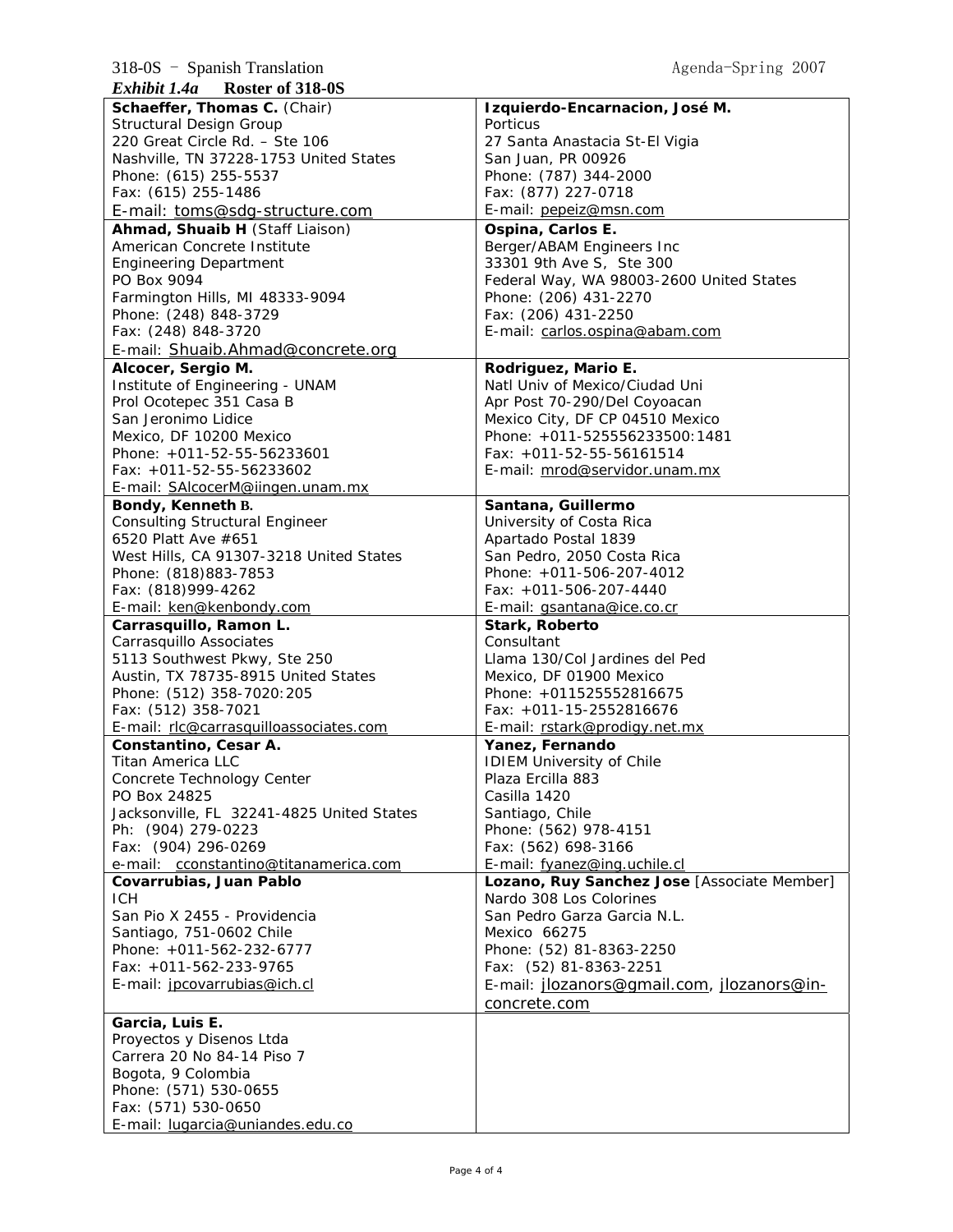*Exhibit 1.4a* **Roster of 318-0S**

| | |
|---|---|
| **Schaeffer, Thomas C.** (Chair)<br>Structural Design Group<br>220 Great Circle Rd. – Ste 106<br>Nashville, TN 37228-1753 United States<br>Phone: (615) 255-5537<br>Fax: (615) 255-1486<br>E-mail: toms@sdg-structure.com | **Izquierdo-Encarnacion, José M.**<br>Porticus<br>27 Santa Anastacia St-El Vigia<br>San Juan, PR 00926<br>Phone: (787) 344-2000<br>Fax: (877) 227-0718<br>E-mail: pepeiz@msn.com |
| **Ahmad, Shuaib H** (Staff Liaison)<br>American Concrete Institute<br>Engineering Department<br>PO Box 9094<br>Farmington Hills, MI 48333-9094<br>Phone: (248) 848-3729<br>Fax: (248) 848-3720<br>E-mail: Shuaib.Ahmad@concrete.org | **Ospina, Carlos E.**<br>Berger/ABAM Engineers Inc<br>33301 9th Ave S, Ste 300<br>Federal Way, WA 98003-2600 United States<br>Phone: (206) 431-2270<br>Fax: (206) 431-2250<br>E-mail: carlos.ospina@abam.com |
| **Alcocer, Sergio M.**<br>Institute of Engineering - UNAM<br>Prol Ocotepec 351 Casa B<br>San Jeronimo Lidice<br>Mexico, DF 10200 Mexico<br>Phone: +011-52-55-56233601<br>Fax: +011-52-55-56233602<br>E-mail: SAlcocerM@iingen.unam.mx | **Rodriguez, Mario E.**<br>Natl Univ of Mexico/Ciudad Uni<br>Apr Post 70-290/Del Coyoacan<br>Mexico City, DF CP 04510 Mexico<br>Phone: +011-525556233500:1481<br>Fax: +011-52-55-56161514<br>E-mail: mrod@servidor.unam.mx |
| **Bondy, Kenneth B.**<br>Consulting Structural Engineer<br>6520 Platt Ave #651<br>West Hills, CA 91307-3218 United States<br>Phone: (818)883-7853<br>Fax: (818)999-4262<br>E-mail: ken@kenbondy.com | **Santana, Guillermo**<br>University of Costa Rica<br>Apartado Postal 1839<br>San Pedro, 2050 Costa Rica<br>Phone: +011-506-207-4012<br>Fax: +011-506-207-4440<br>E-mail: gsantana@ice.co.cr |
| **Carrasquillo, Ramon L.**<br>Carrasquillo Associates<br>5113 Southwest Pkwy, Ste 250<br>Austin, TX 78735-8915 United States<br>Phone: (512) 358-7020:205<br>Fax: (512) 358-7021<br>E-mail: rlc@carrasquilloassociates.com | **Stark, Roberto**<br>Consultant<br>Llama 130/Col Jardines del Ped<br>Mexico, DF 01900 Mexico<br>Phone: +011525552816675<br>Fax: +011-15-2552816676<br>E-mail: rstark@prodigy.net.mx |
| **Constantino, Cesar A.**<br>Titan America LLC<br>Concrete Technology Center<br>PO Box 24825<br>Jacksonville, FL 32241-4825 United States<br>Ph: (904) 279-0223<br>Fax: (904) 296-0269<br>e-mail: cconstantino@titanamerica.com | **Yanez, Fernando**<br>IDIEM University of Chile<br>Plaza Ercilla 883<br>Casilla 1420<br>Santiago, Chile<br>Phone: (562) 978-4151<br>Fax: (562) 698-3166<br>E-mail: fyanez@ing.uchile.cl |
| **Covarrubias, Juan Pablo**<br>ICH<br>San Pio X 2455 - Providencia<br>Santiago, 751-0602 Chile<br>Phone: +011-562-232-6777<br>Fax: +011-562-233-9765<br>E-mail: jpcovarrubias@ich.cl | **Lozano, Ruy Sanchez Jose** [Associate Member]<br>Nardo 308 Los Colorines<br>San Pedro Garza Garcia N.L.<br>Mexico 66275<br>Phone: (52) 81-8363-2250<br>Fax: (52) 81-8363-2251<br>E-mail: jlozanors@gmail.com, jlozanors@in-concrete.com |
| **Garcia, Luis E.**<br>Proyectos y Disenos Ltda<br>Carrera 20 No 84-14 Piso 7<br>Bogota, 9 Colombia<br>Phone: (571) 530-0655<br>Fax: (571) 530-0650<br>E-mail: lugarcia@uniandes.edu.co | |